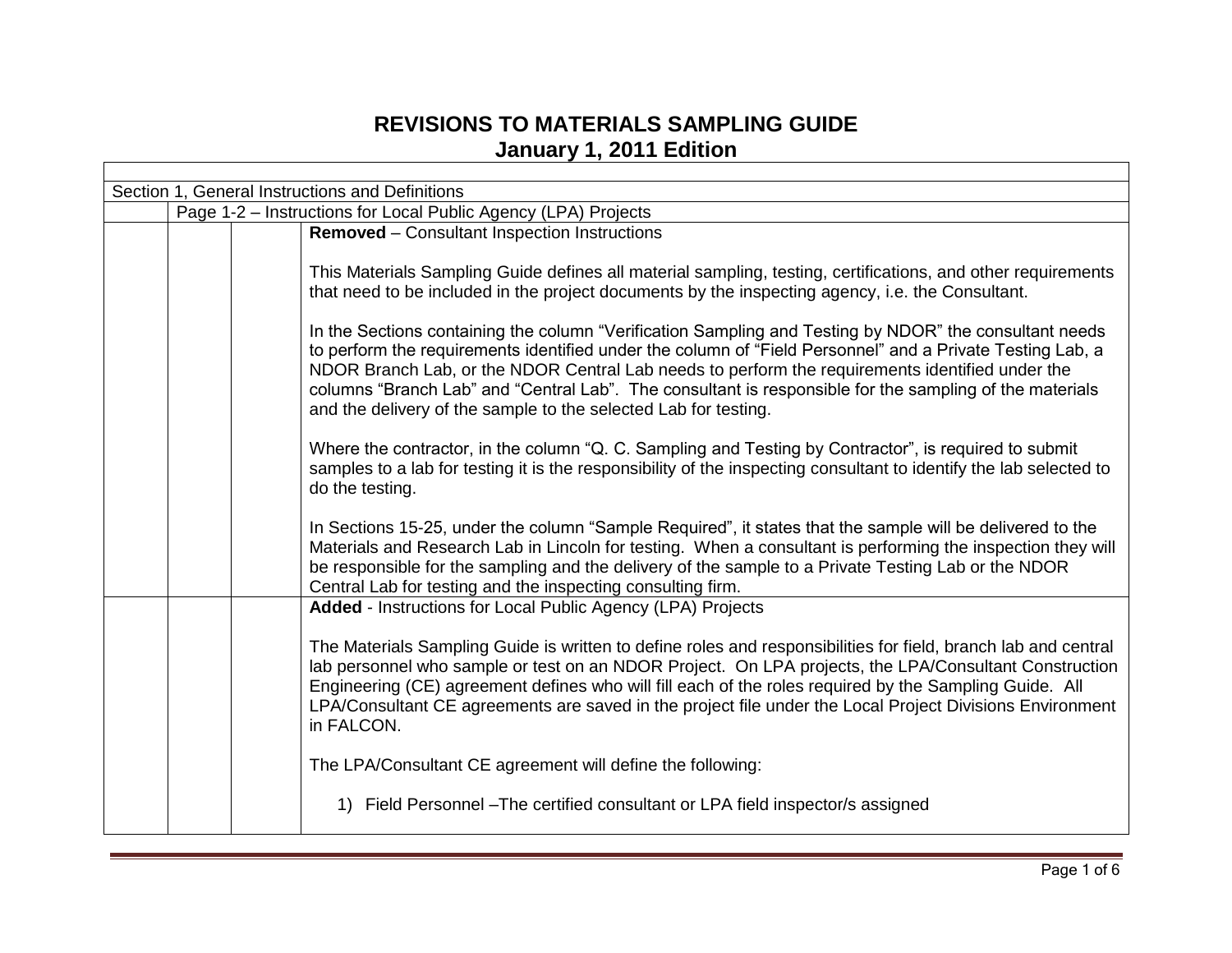# REVISIONS TO MATERIALS SAMPLING GUIDE
## January 1, 2011 Edition

Section 1, General Instructions and Definitions

Page 1-2 – Instructions for Local Public Agency (LPA) Projects

**Removed** – Consultant Inspection Instructions

This Materials Sampling Guide defines all material sampling, testing, certifications, and other requirements that need to be included in the project documents by the inspecting agency, i.e. the Consultant.

In the Sections containing the column "Verification Sampling and Testing by NDOR" the consultant needs to perform the requirements identified under the column of "Field Personnel" and a Private Testing Lab, a NDOR Branch Lab, or the NDOR Central Lab needs to perform the requirements identified under the columns "Branch Lab" and "Central Lab". The consultant is responsible for the sampling of the materials and the delivery of the sample to the selected Lab for testing.

Where the contractor, in the column "Q. C. Sampling and Testing by Contractor", is required to submit samples to a lab for testing it is the responsibility of the inspecting consultant to identify the lab selected to do the testing.

In Sections 15-25, under the column "Sample Required", it states that the sample will be delivered to the Materials and Research Lab in Lincoln for testing. When a consultant is performing the inspection they will be responsible for the sampling and the delivery of the sample to a Private Testing Lab or the NDOR Central Lab for testing and the inspecting consulting firm.

**Added** - Instructions for Local Public Agency (LPA) Projects

The Materials Sampling Guide is written to define roles and responsibilities for field, branch lab and central lab personnel who sample or test on an NDOR Project. On LPA projects, the LPA/Consultant Construction Engineering (CE) agreement defines who will fill each of the roles required by the Sampling Guide. All LPA/Consultant CE agreements are saved in the project file under the Local Project Divisions Environment in FALCON.

The LPA/Consultant CE agreement will define the following:

1) Field Personnel –The certified consultant or LPA field inspector/s assigned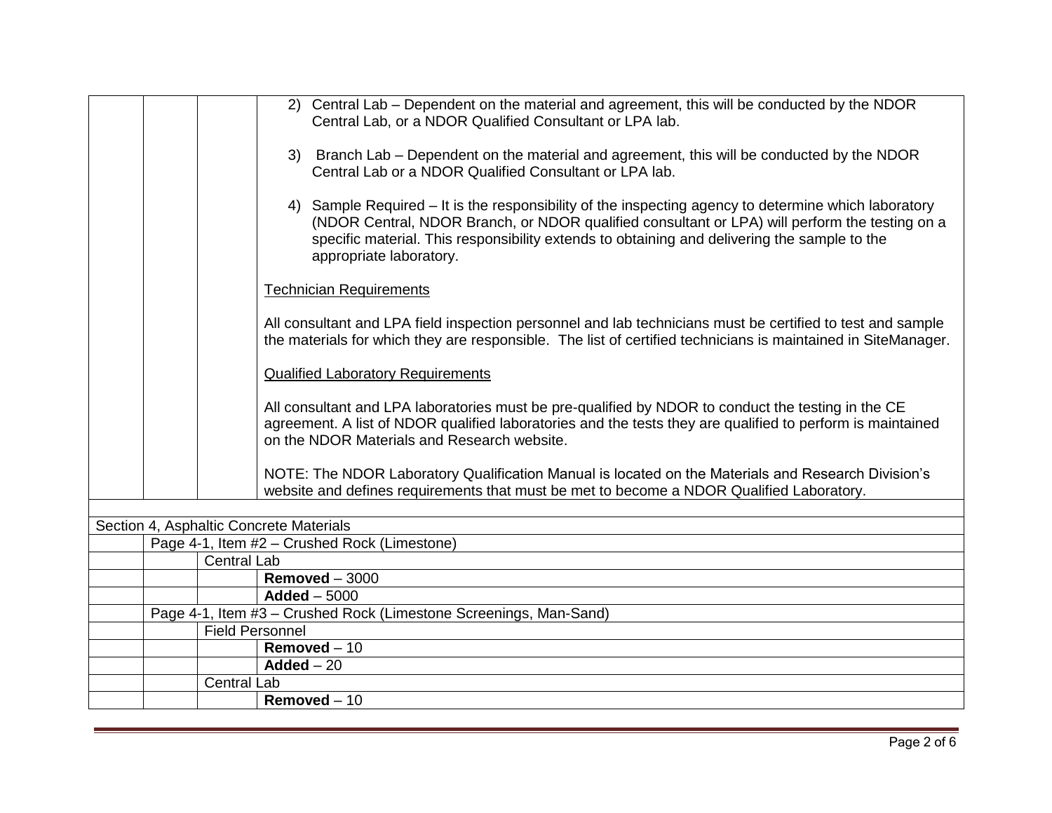2) Central Lab – Dependent on the material and agreement, this will be conducted by the NDOR Central Lab, or a NDOR Qualified Consultant or LPA lab.

3) Branch Lab – Dependent on the material and agreement, this will be conducted by the NDOR Central Lab or a NDOR Qualified Consultant or LPA lab.

4) Sample Required – It is the responsibility of the inspecting agency to determine which laboratory (NDOR Central, NDOR Branch, or NDOR qualified consultant or LPA) will perform the testing on a specific material. This responsibility extends to obtaining and delivering the sample to the appropriate laboratory.

Technician Requirements

All consultant and LPA field inspection personnel and lab technicians must be certified to test and sample the materials for which they are responsible. The list of certified technicians is maintained in SiteManager.

Qualified Laboratory Requirements

All consultant and LPA laboratories must be pre-qualified by NDOR to conduct the testing in the CE agreement. A list of NDOR qualified laboratories and the tests they are qualified to perform is maintained on the NDOR Materials and Research website.

NOTE: The NDOR Laboratory Qualification Manual is located on the Materials and Research Division's website and defines requirements that must be met to become a NDOR Qualified Laboratory.

| | | | |
|---|---|---|---|
| Section 4, Asphaltic Concrete Materials | | | |
| | Page 4-1, Item #2 – Crushed Rock (Limestone) | | |
| | | Central Lab | |
| | | | **Removed** – 3000 |
| | | | **Added** – 5000 |
| | Page 4-1, Item #3 – Crushed Rock (Limestone Screenings, Man-Sand) | | |
| | | Field Personnel | |
| | | | **Removed** – 10 |
| | | | **Added** – 20 |
| | | Central Lab | |
| | | | **Removed** – 10 |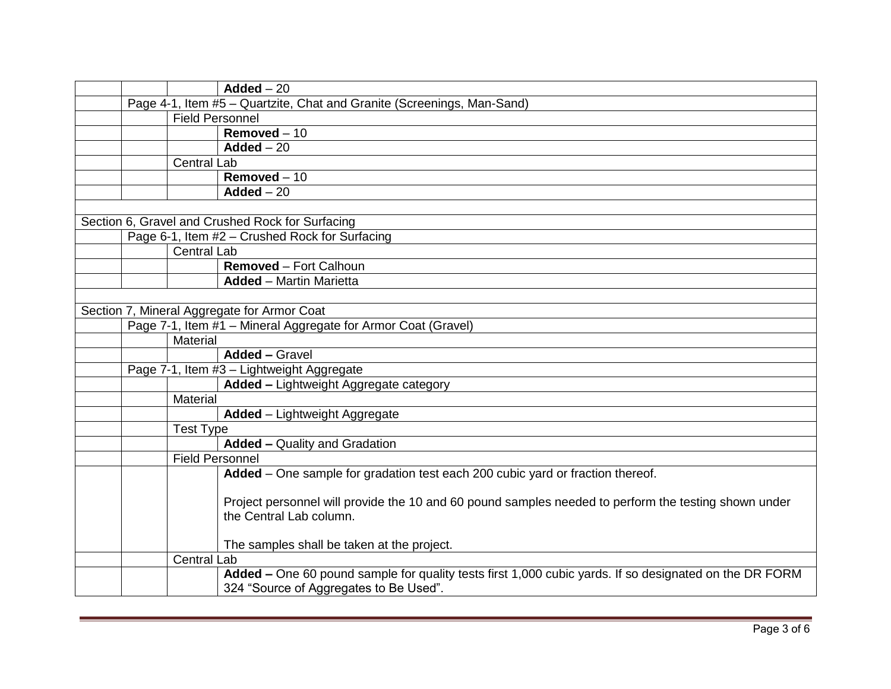| | | | |
|---|---|---|---|
| | | | **Added** – 20 |
| | Page 4-1, Item #5 – Quartzite, Chat and Granite (Screenings, Man-Sand) | | |
| | | Field Personnel | |
| | | | **Removed** – 10 |
| | | | **Added** – 20 |
| | | Central Lab | |
| | | | **Removed** – 10 |
| | | | **Added** – 20 |
| | | | |
| Section 6, Gravel and Crushed Rock for Surfacing | | | |
| | Page 6-1, Item #2 – Crushed Rock for Surfacing | | |
| | | Central Lab | |
| | | | **Removed** – Fort Calhoun |
| | | | **Added** – Martin Marietta |
| | | | |
| Section 7, Mineral Aggregate for Armor Coat | | | |
| | Page 7-1, Item #1 – Mineral Aggregate for Armor Coat (Gravel) | | |
| | | Material | |
| | | | **Added –** Gravel |
| | Page 7-1, Item #3 – Lightweight Aggregate | | |
| | | | **Added –** Lightweight Aggregate category |
| | | Material | |
| | | | **Added** – Lightweight Aggregate |
| | | Test Type | |
| | | | **Added –** Quality and Gradation |
| | | Field Personnel | |
| | | | **Added** – One sample for gradation test each 200 cubic yard or fraction thereof.<br><br>Project personnel will provide the 10 and 60 pound samples needed to perform the testing shown under the Central Lab column.<br><br>The samples shall be taken at the project. |
| | | Central Lab | |
| | | | **Added –** One 60 pound sample for quality tests first 1,000 cubic yards. If so designated on the DR FORM 324 "Source of Aggregates to Be Used". |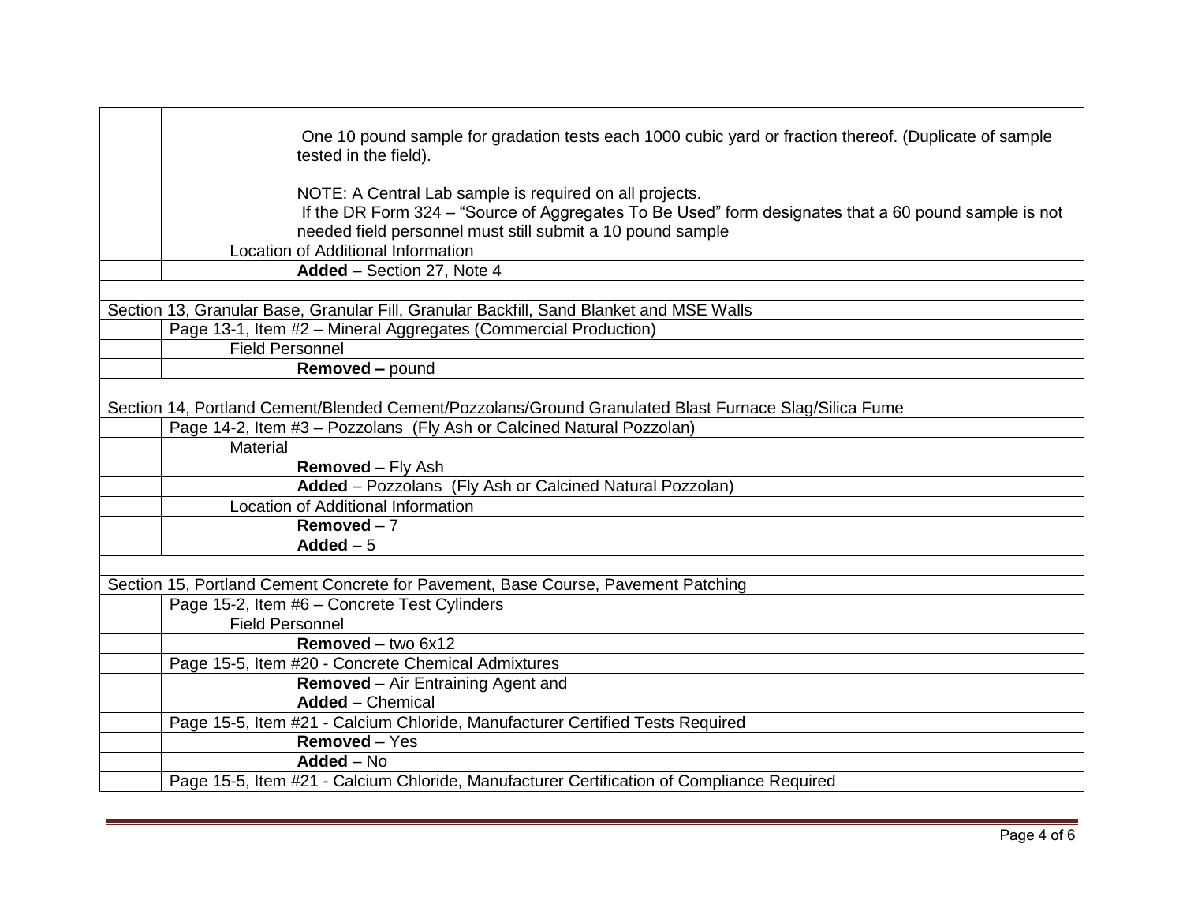| | | | |
|---|---|---|---|
| | | | One 10 pound sample for gradation tests each 1000 cubic yard or fraction thereof. (Duplicate of sample tested in the field).<br><br>NOTE: A Central Lab sample is required on all projects.<br>If the DR Form 324 – "Source of Aggregates To Be Used" form designates that a 60 pound sample is not needed field personnel must still submit a 10 pound sample |
| | | Location of Additional Information | |
| | | | **Added** – Section 27, Note 4 |
| | | | |
| Section 13, Granular Base, Granular Fill, Granular Backfill, Sand Blanket and MSE Walls | | | |
| | Page 13-1, Item #2 – Mineral Aggregates (Commercial Production) | | |
| | | Field Personnel | |
| | | | **Removed –** pound |
| | | | |
| Section 14, Portland Cement/Blended Cement/Pozzolans/Ground Granulated Blast Furnace Slag/Silica Fume | | | |
| | Page 14-2, Item #3 – Pozzolans (Fly Ash or Calcined Natural Pozzolan) | | |
| | | Material | |
| | | | **Removed** – Fly Ash |
| | | | **Added** – Pozzolans (Fly Ash or Calcined Natural Pozzolan) |
| | | Location of Additional Information | |
| | | | **Removed** – 7 |
| | | | **Added** – 5 |
| | | | |
| Section 15, Portland Cement Concrete for Pavement, Base Course, Pavement Patching | | | |
| | Page 15-2, Item #6 – Concrete Test Cylinders | | |
| | | Field Personnel | |
| | | | **Removed** – two 6x12 |
| | Page 15-5, Item #20 - Concrete Chemical Admixtures | | |
| | | | **Removed** – Air Entraining Agent and |
| | | | **Added** – Chemical |
| | Page 15-5, Item #21 - Calcium Chloride, Manufacturer Certified Tests Required | | |
| | | | **Removed** – Yes |
| | | | **Added** – No |
| | Page 15-5, Item #21 - Calcium Chloride, Manufacturer Certification of Compliance Required | | |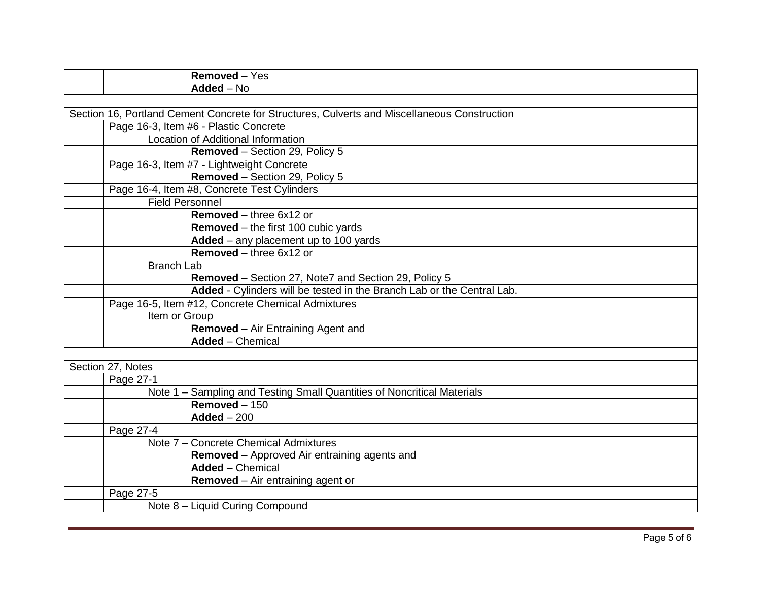| | | | |
|---|---|---|---|
| | | | **Removed** – Yes |
| | | | **Added** – No |
| | | | |
| Section 16, Portland Cement Concrete for Structures, Culverts and Miscellaneous Construction | | | |
| | Page 16-3, Item #6 - Plastic Concrete | | |
| | | Location of Additional Information | |
| | | | **Removed** – Section 29, Policy 5 |
| | Page 16-3, Item #7 - Lightweight Concrete | | |
| | | | **Removed** – Section 29, Policy 5 |
| | Page 16-4, Item #8, Concrete Test Cylinders | | |
| | | Field Personnel | |
| | | | **Removed** – three 6x12 or |
| | | | **Removed** – the first 100 cubic yards |
| | | | **Added** – any placement up to 100 yards |
| | | | **Removed** – three 6x12 or |
| | | Branch Lab | |
| | | | **Removed** – Section 27, Note7 and Section 29, Policy 5 |
| | | | **Added** - Cylinders will be tested in the Branch Lab or the Central Lab. |
| | Page 16-5, Item #12, Concrete Chemical Admixtures | | |
| | | Item or Group | |
| | | | **Removed** – Air Entraining Agent and |
| | | | **Added** – Chemical |
| | | | |
| Section 27, Notes | | | |
| | Page 27-1 | | |
| | | Note 1 – Sampling and Testing Small Quantities of Noncritical Materials | |
| | | | **Removed** – 150 |
| | | | **Added** – 200 |
| | Page 27-4 | | |
| | | Note 7 – Concrete Chemical Admixtures | |
| | | | **Removed** – Approved Air entraining agents and |
| | | | **Added** – Chemical |
| | | | **Removed** – Air entraining agent or |
| | Page 27-5 | | |
| | | Note 8 – Liquid Curing Compound | |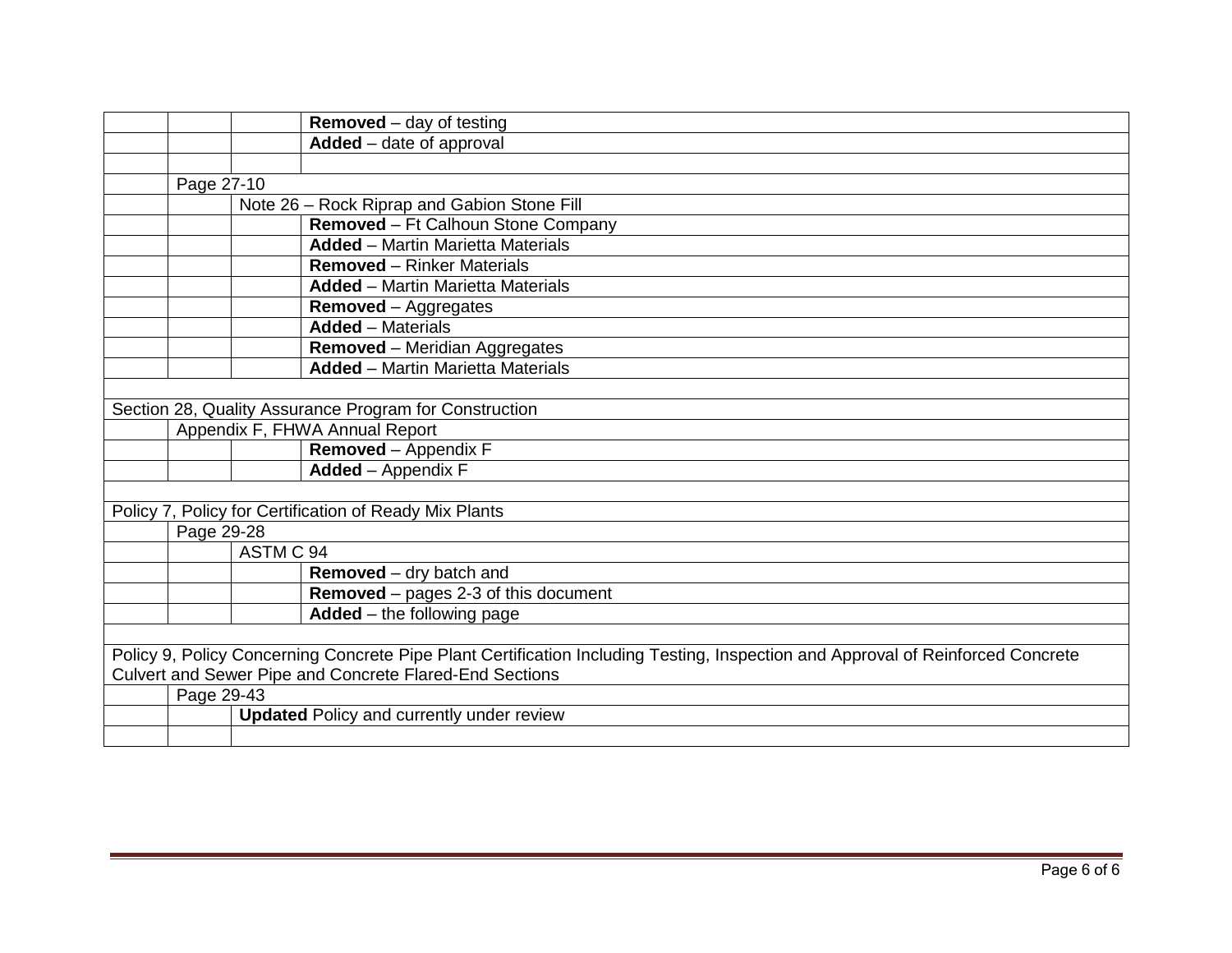| | | | |
|---|---|---|---|
| | | | **Removed** – day of testing |
| | | | **Added** – date of approval |
| | | | |
| | Page 27-10 | | |
| | | Note 26 – Rock Riprap and Gabion Stone Fill | |
| | | | **Removed** – Ft Calhoun Stone Company |
| | | | **Added** – Martin Marietta Materials |
| | | | **Removed** – Rinker Materials |
| | | | **Added** – Martin Marietta Materials |
| | | | **Removed** – Aggregates |
| | | | **Added** – Materials |
| | | | **Removed** – Meridian Aggregates |
| | | | **Added** – Martin Marietta Materials |
| | | | |
| Section 28, Quality Assurance Program for Construction | | | |
| | Appendix F, FHWA Annual Report | | |
| | | | **Removed** – Appendix F |
| | | | **Added** – Appendix F |
| | | | |
| Policy 7, Policy for Certification of Ready Mix Plants | | | |
| | Page 29-28 | | |
| | | ASTM C 94 | |
| | | | **Removed** – dry batch and |
| | | | **Removed** – pages 2-3 of this document |
| | | | **Added** – the following page |
| | | | |
| Policy 9, Policy Concerning Concrete Pipe Plant Certification Including Testing, Inspection and Approval of Reinforced Concrete Culvert and Sewer Pipe and Concrete Flared-End Sections | | | |
| | Page 29-43 | | |
| | | **Updated** Policy and currently under review | |
| | | | |